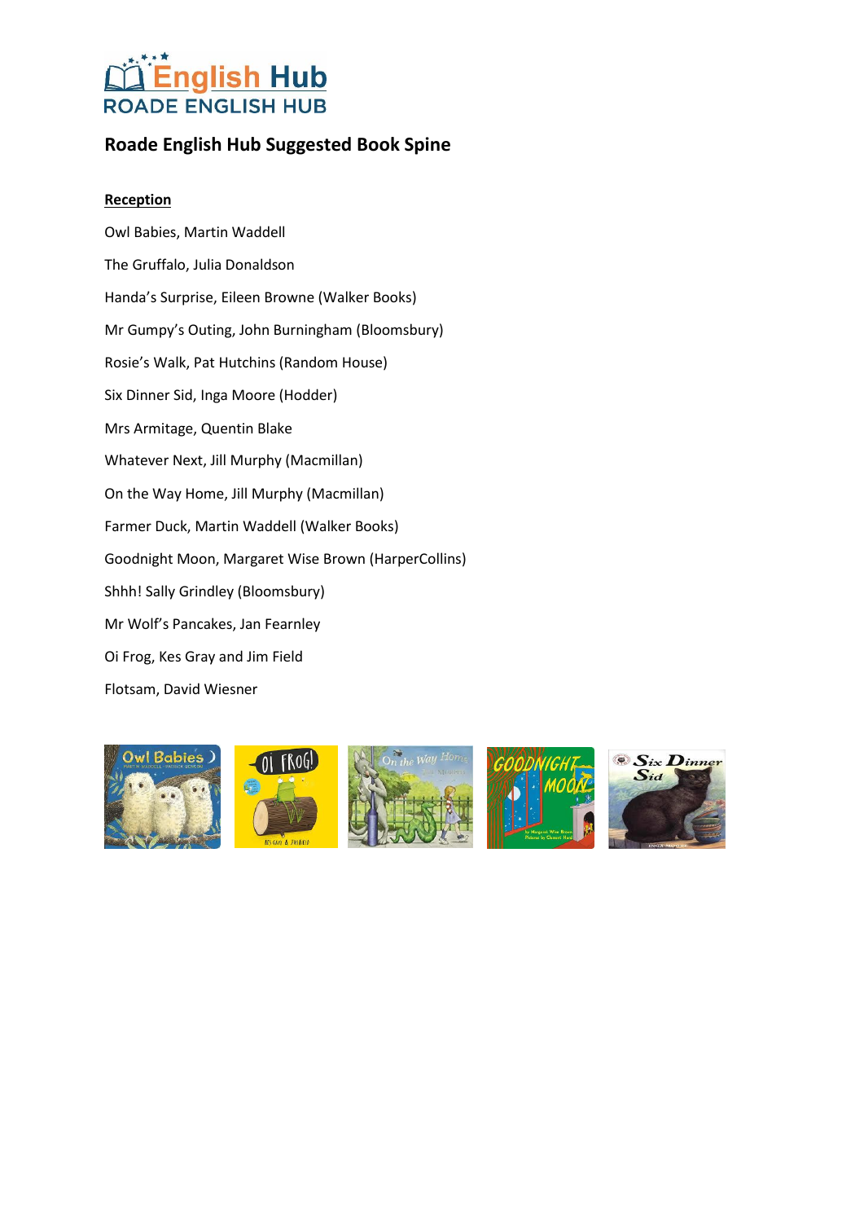English Hub
ROADE ENGLISH HUB

# Roade English Hub Suggested Book Spine

## Reception

Owl Babies, Martin Waddell

The Gruffalo, Julia Donaldson

Handa's Surprise, Eileen Browne (Walker Books)

Mr Gumpy's Outing, John Burningham (Bloomsbury)

Rosie's Walk, Pat Hutchins (Random House)

Six Dinner Sid, Inga Moore (Hodder)

Mrs Armitage, Quentin Blake

Whatever Next, Jill Murphy (Macmillan)

On the Way Home, Jill Murphy (Macmillan)

Farmer Duck, Martin Waddell (Walker Books)

Goodnight Moon, Margaret Wise Brown (HarperCollins)

Shhh! Sally Grindley (Bloomsbury)

Mr Wolf's Pancakes, Jan Fearnley

Oi Frog, Kes Gray and Jim Field

Flotsam, David Wiesner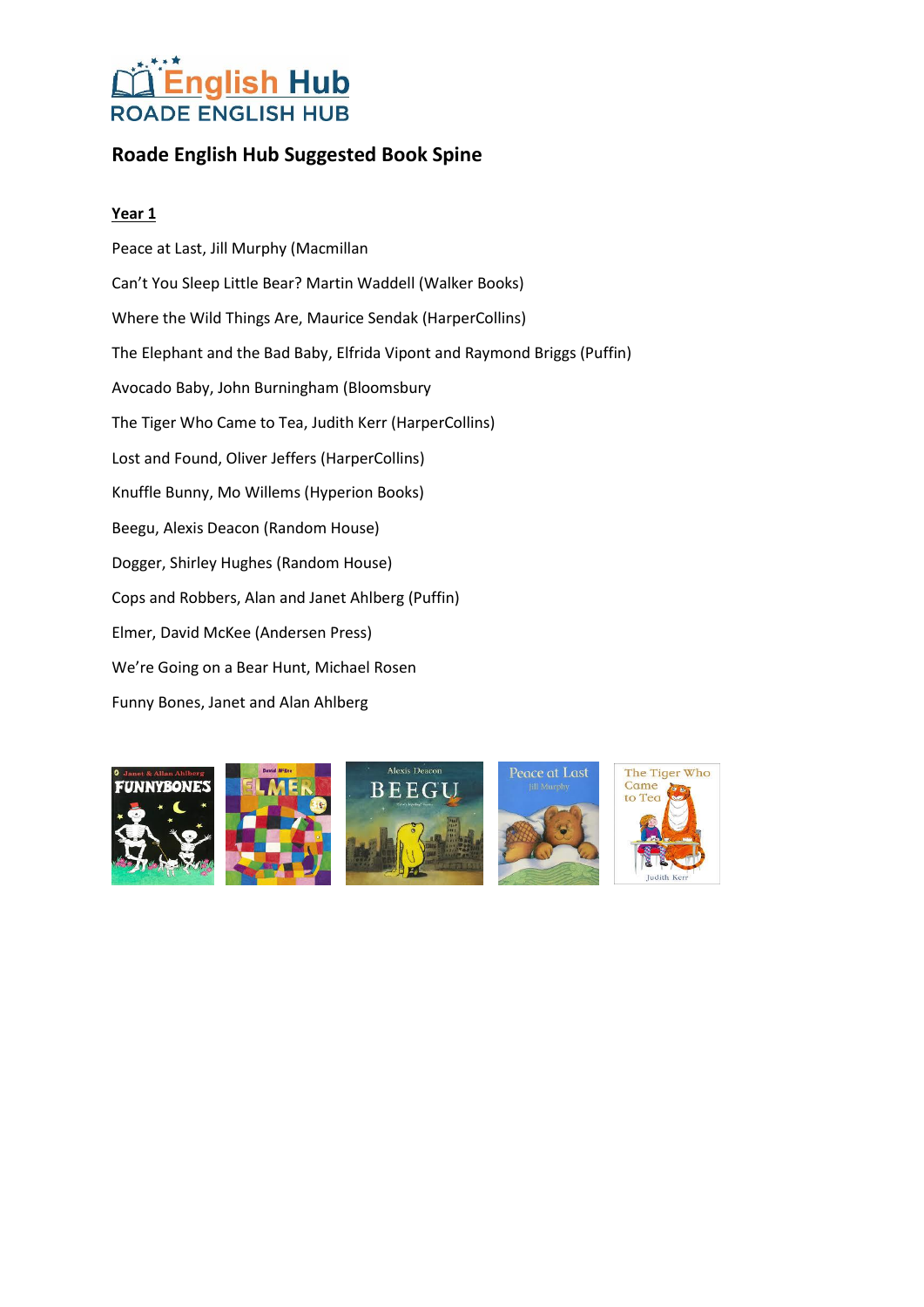# English Hub
ROADE ENGLISH HUB

## Roade English Hub Suggested Book Spine

### Year 1

Peace at Last, Jill Murphy (Macmillan

Can't You Sleep Little Bear? Martin Waddell (Walker Books)

Where the Wild Things Are, Maurice Sendak (HarperCollins)

The Elephant and the Bad Baby, Elfrida Vipont and Raymond Briggs (Puffin)

Avocado Baby, John Burningham (Bloomsbury

The Tiger Who Came to Tea, Judith Kerr (HarperCollins)

Lost and Found, Oliver Jeffers (HarperCollins)

Knuffle Bunny, Mo Willems (Hyperion Books)

Beegu, Alexis Deacon (Random House)

Dogger, Shirley Hughes (Random House)

Cops and Robbers, Alan and Janet Ahlberg (Puffin)

Elmer, David McKee (Andersen Press)

We're Going on a Bear Hunt, Michael Rosen

Funny Bones, Janet and Alan Ahlberg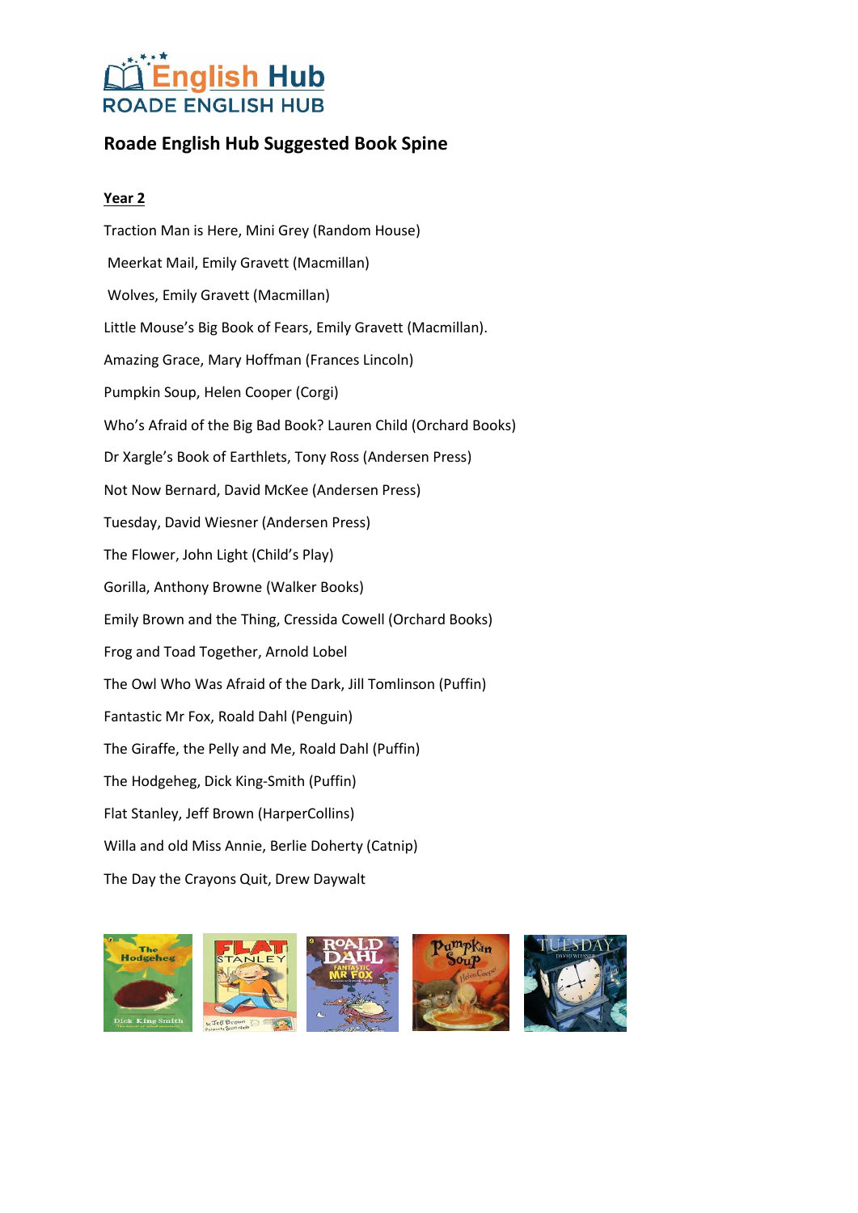English Hub
ROADE ENGLISH HUB

## Roade English Hub Suggested Book Spine

### Year 2

Traction Man is Here, Mini Grey (Random House)

Meerkat Mail, Emily Gravett (Macmillan)

Wolves, Emily Gravett (Macmillan)

Little Mouse's Big Book of Fears, Emily Gravett (Macmillan).

Amazing Grace, Mary Hoffman (Frances Lincoln)

Pumpkin Soup, Helen Cooper (Corgi)

Who's Afraid of the Big Bad Book? Lauren Child (Orchard Books)

Dr Xargle's Book of Earthlets, Tony Ross (Andersen Press)

Not Now Bernard, David McKee (Andersen Press)

Tuesday, David Wiesner (Andersen Press)

The Flower, John Light (Child's Play)

Gorilla, Anthony Browne (Walker Books)

Emily Brown and the Thing, Cressida Cowell (Orchard Books)

Frog and Toad Together, Arnold Lobel

The Owl Who Was Afraid of the Dark, Jill Tomlinson (Puffin)

Fantastic Mr Fox, Roald Dahl (Penguin)

The Giraffe, the Pelly and Me, Roald Dahl (Puffin)

The Hodgeheg, Dick King-Smith (Puffin)

Flat Stanley, Jeff Brown (HarperCollins)

Willa and old Miss Annie, Berlie Doherty (Catnip)

The Day the Crayons Quit, Drew Daywalt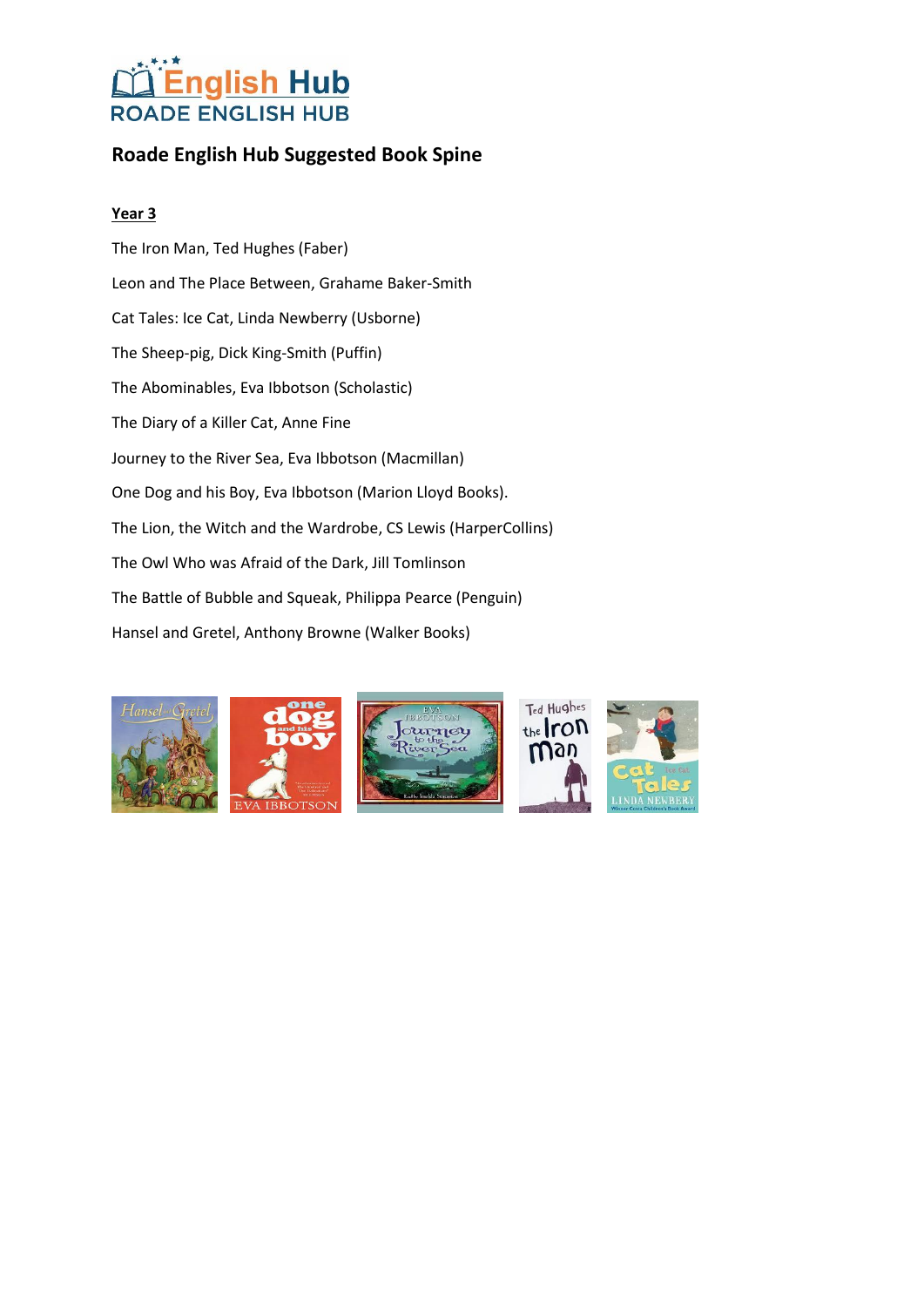# Roade English Hub Suggested Book Spine

## Year 3

The Iron Man, Ted Hughes (Faber)

Leon and The Place Between, Grahame Baker-Smith

Cat Tales: Ice Cat, Linda Newberry (Usborne)

The Sheep-pig, Dick King-Smith (Puffin)

The Abominables, Eva Ibbotson (Scholastic)

The Diary of a Killer Cat, Anne Fine

Journey to the River Sea, Eva Ibbotson (Macmillan)

One Dog and his Boy, Eva Ibbotson (Marion Lloyd Books).

The Lion, the Witch and the Wardrobe, CS Lewis (HarperCollins)

The Owl Who was Afraid of the Dark, Jill Tomlinson

The Battle of Bubble and Squeak, Philippa Pearce (Penguin)

Hansel and Gretel, Anthony Browne (Walker Books)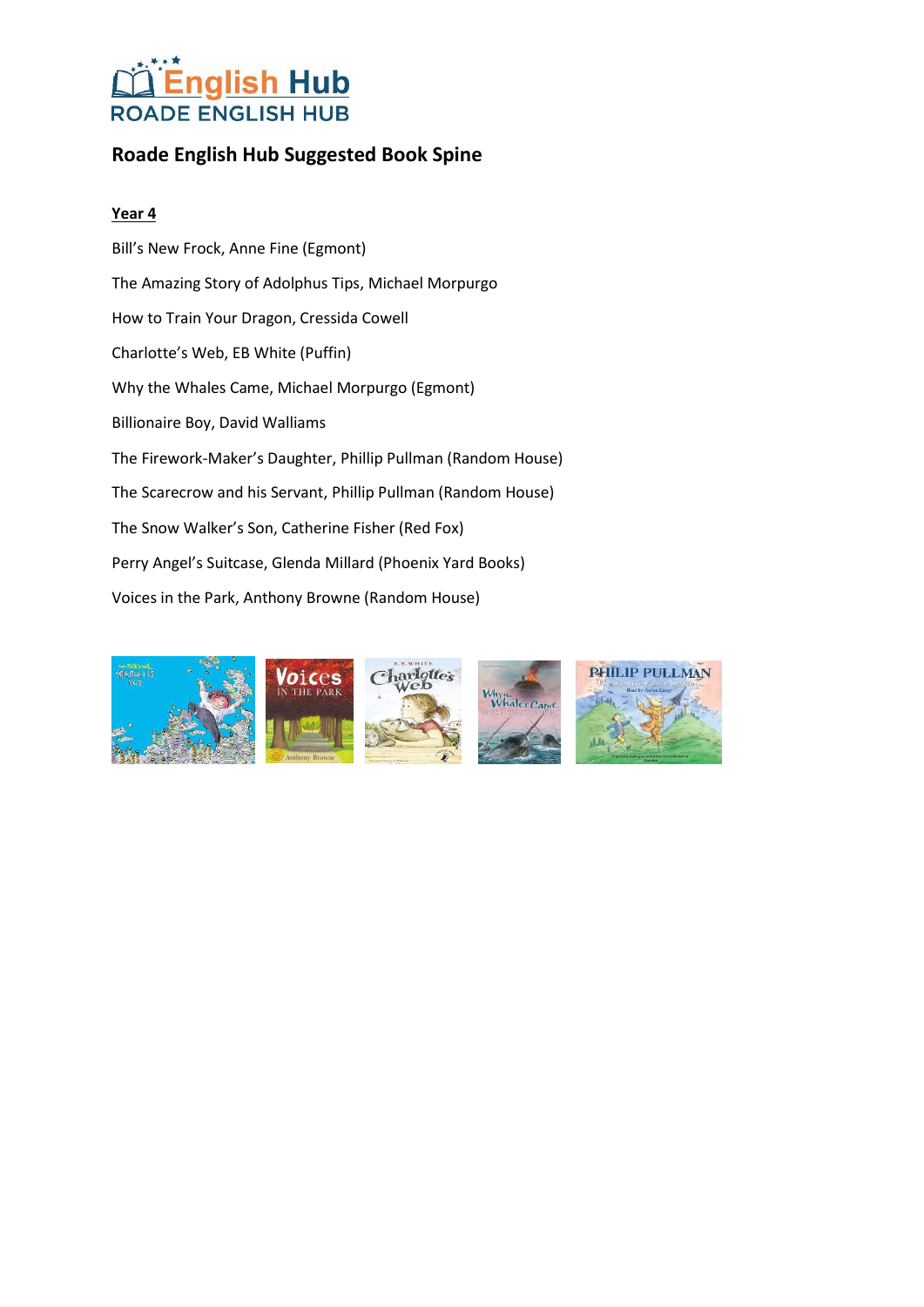English Hub
ROADE ENGLISH HUB

## Roade English Hub Suggested Book Spine

**Year 4**

Bill's New Frock, Anne Fine (Egmont)

The Amazing Story of Adolphus Tips, Michael Morpurgo

How to Train Your Dragon, Cressida Cowell

Charlotte's Web, EB White (Puffin)

Why the Whales Came, Michael Morpurgo (Egmont)

Billionaire Boy, David Walliams

The Firework-Maker's Daughter, Phillip Pullman (Random House)

The Scarecrow and his Servant, Phillip Pullman (Random House)

The Snow Walker's Son, Catherine Fisher (Red Fox)

Perry Angel's Suitcase, Glenda Millard (Phoenix Yard Books)

Voices in the Park, Anthony Browne (Random House)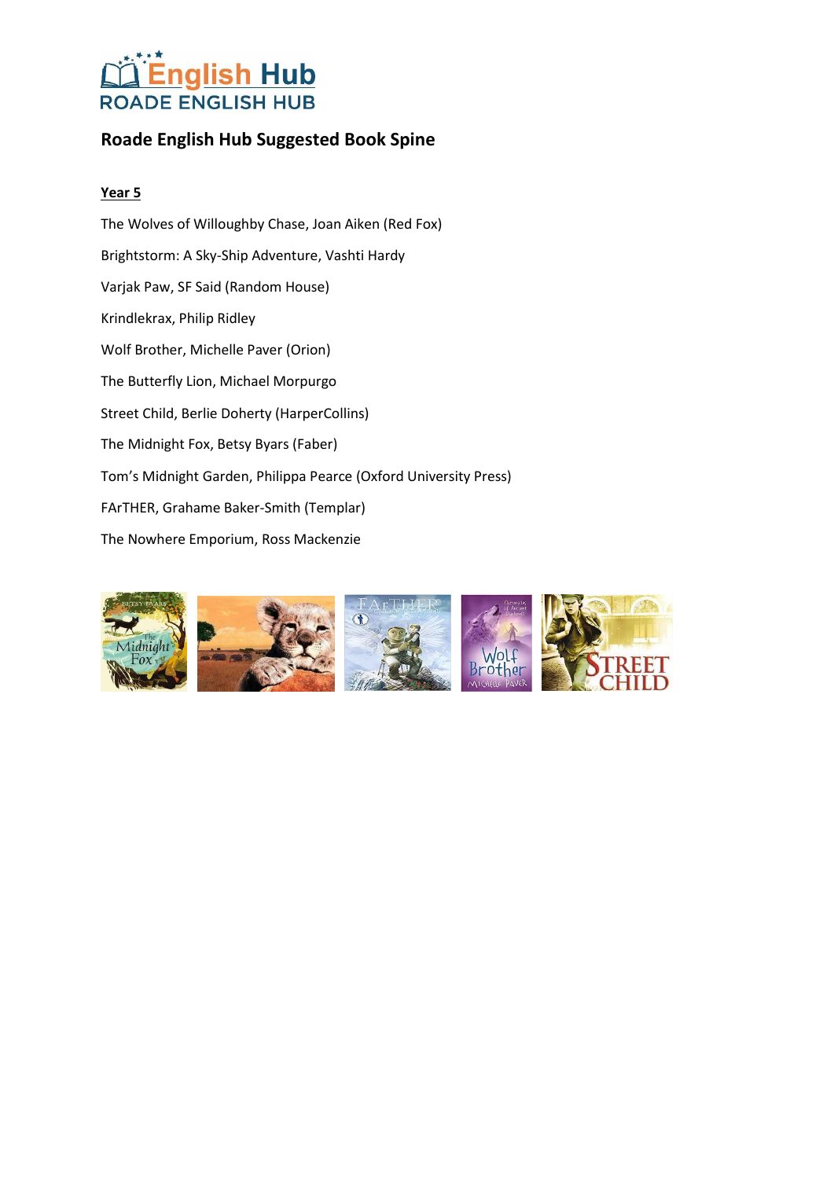English Hub
ROADE ENGLISH HUB

## Roade English Hub Suggested Book Spine

**Year 5**

The Wolves of Willoughby Chase, Joan Aiken (Red Fox)

Brightstorm: A Sky-Ship Adventure, Vashti Hardy

Varjak Paw, SF Said (Random House)

Krindlekrax, Philip Ridley

Wolf Brother, Michelle Paver (Orion)

The Butterfly Lion, Michael Morpurgo

Street Child, Berlie Doherty (HarperCollins)

The Midnight Fox, Betsy Byars (Faber)

Tom's Midnight Garden, Philippa Pearce (Oxford University Press)

FArTHER, Grahame Baker-Smith (Templar)

The Nowhere Emporium, Ross Mackenzie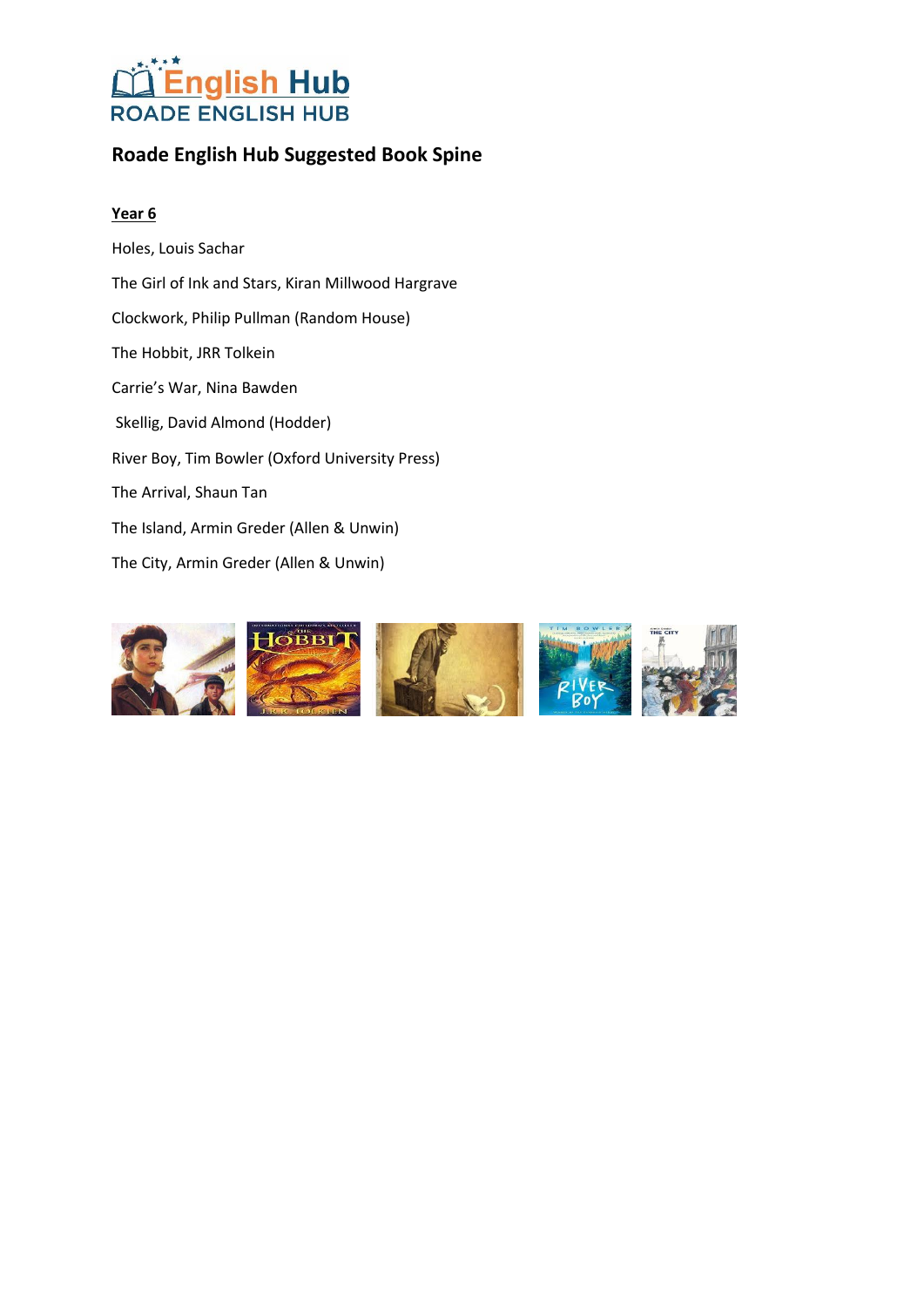# Roade English Hub Suggested Book Spine

**Year 6**

Holes, Louis Sachar

The Girl of Ink and Stars, Kiran Millwood Hargrave

Clockwork, Philip Pullman (Random House)

The Hobbit, JRR Tolkein

Carrie's War, Nina Bawden

Skellig, David Almond (Hodder)

River Boy, Tim Bowler (Oxford University Press)

The Arrival, Shaun Tan

The Island, Armin Greder (Allen & Unwin)

The City, Armin Greder (Allen & Unwin)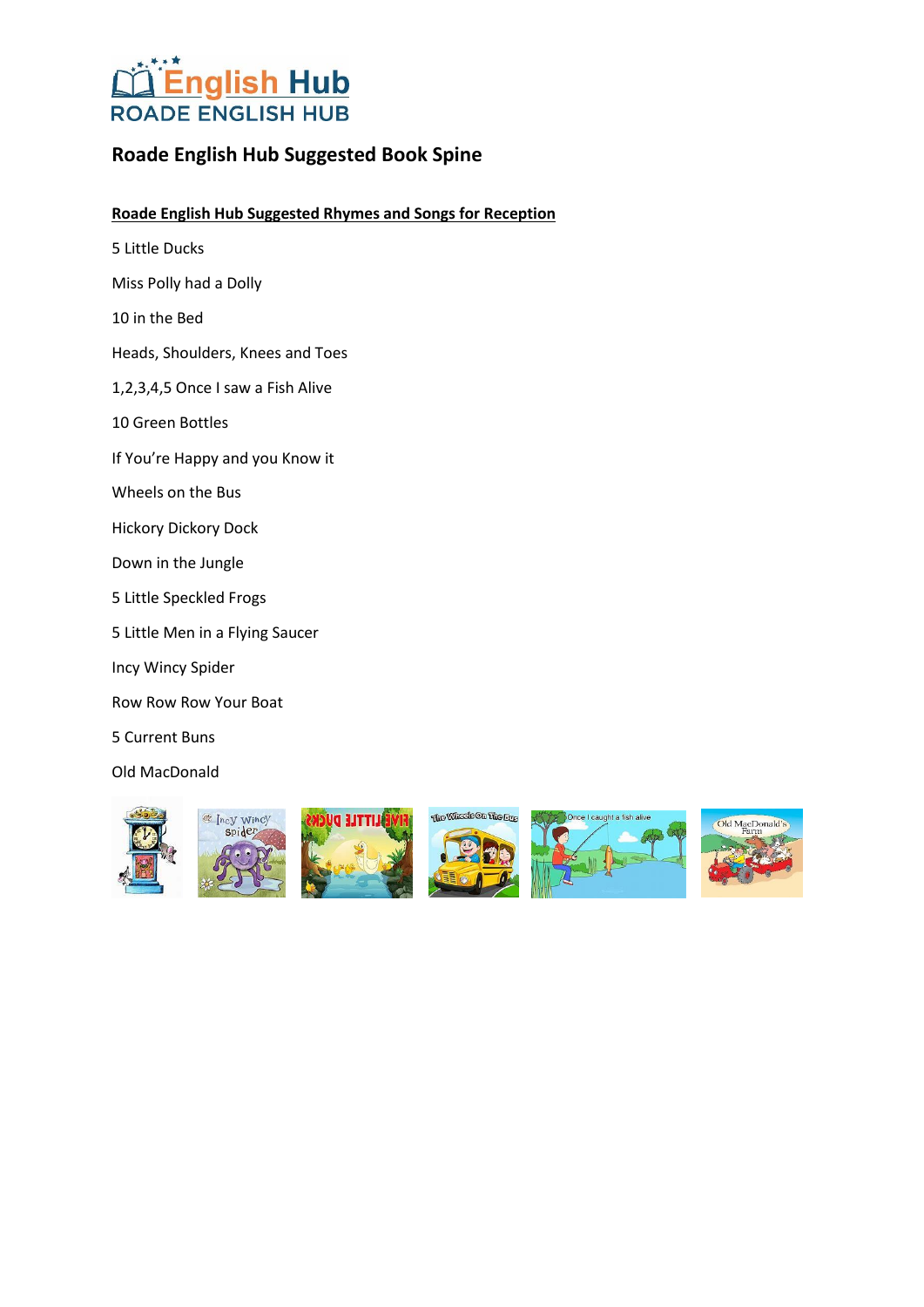# Roade English Hub Suggested Book Spine

**Roade English Hub Suggested Rhymes and Songs for Reception**

5 Little Ducks

Miss Polly had a Dolly

10 in the Bed

Heads, Shoulders, Knees and Toes

1,2,3,4,5 Once I saw a Fish Alive

10 Green Bottles

If You're Happy and you Know it

Wheels on the Bus

Hickory Dickory Dock

Down in the Jungle

5 Little Speckled Frogs

5 Little Men in a Flying Saucer

Incy Wincy Spider

Row Row Row Your Boat

5 Current Buns

Old MacDonald